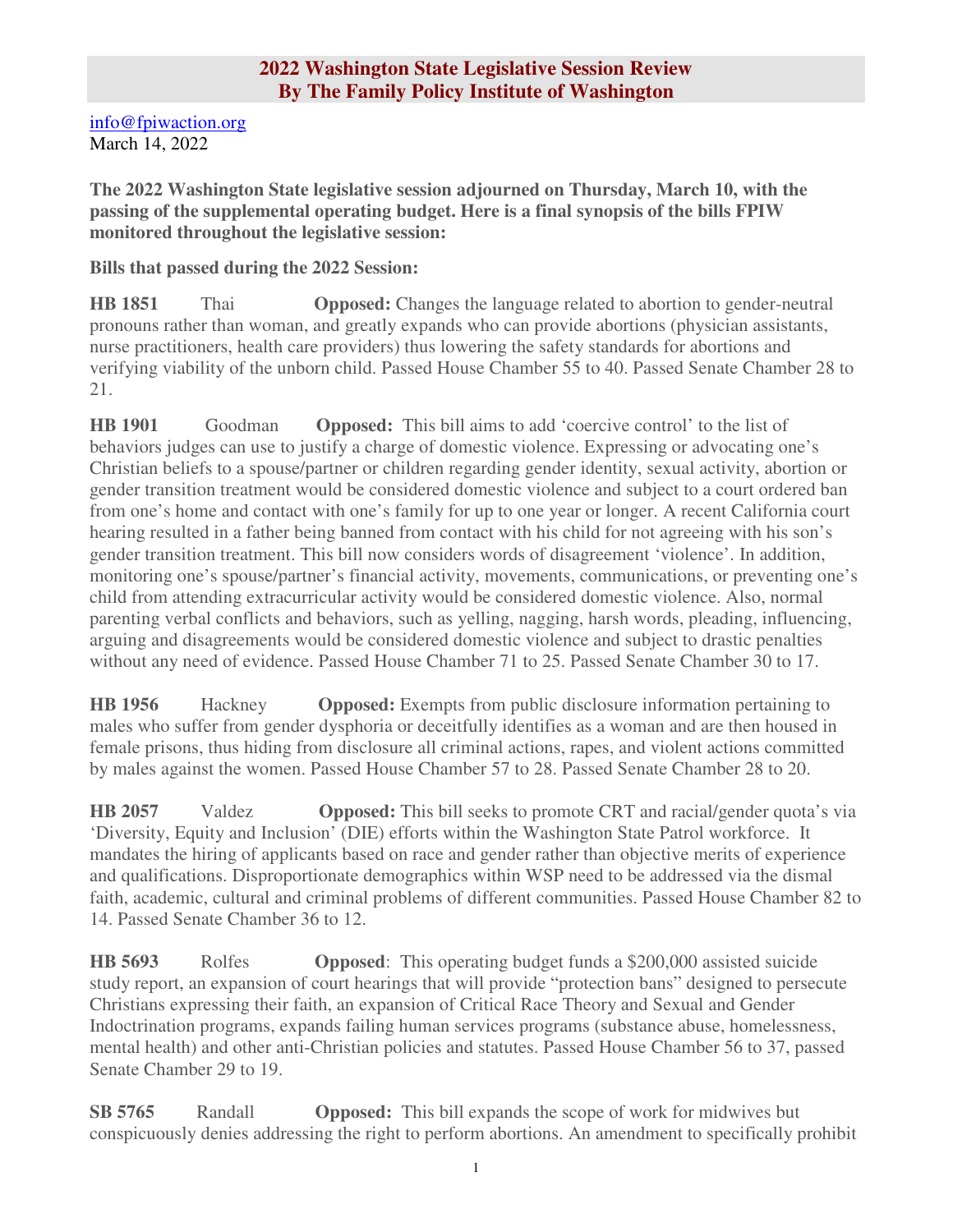## 2022 Washington State Legislative Session Review
## By The Family Policy Institute of Washington

info@fpiwaction.org
March 14, 2022

**The 2022 Washington State legislative session adjourned on Thursday, March 10, with the passing of the supplemental operating budget. Here is a final synopsis of the bills FPIW monitored throughout the legislative session:**

**Bills that passed during the 2022 Session:**

**HB 1851** Thai **Opposed:** Changes the language related to abortion to gender-neutral pronouns rather than woman, and greatly expands who can provide abortions (physician assistants, nurse practitioners, health care providers) thus lowering the safety standards for abortions and verifying viability of the unborn child. Passed House Chamber 55 to 40. Passed Senate Chamber 28 to 21.

**HB 1901** Goodman **Opposed:** This bill aims to add 'coercive control' to the list of behaviors judges can use to justify a charge of domestic violence. Expressing or advocating one's Christian beliefs to a spouse/partner or children regarding gender identity, sexual activity, abortion or gender transition treatment would be considered domestic violence and subject to a court ordered ban from one's home and contact with one's family for up to one year or longer. A recent California court hearing resulted in a father being banned from contact with his child for not agreeing with his son's gender transition treatment. This bill now considers words of disagreement 'violence'. In addition, monitoring one's spouse/partner's financial activity, movements, communications, or preventing one's child from attending extracurricular activity would be considered domestic violence. Also, normal parenting verbal conflicts and behaviors, such as yelling, nagging, harsh words, pleading, influencing, arguing and disagreements would be considered domestic violence and subject to drastic penalties without any need of evidence. Passed House Chamber 71 to 25. Passed Senate Chamber 30 to 17.

**HB 1956** Hackney **Opposed:** Exempts from public disclosure information pertaining to males who suffer from gender dysphoria or deceitfully identifies as a woman and are then housed in female prisons, thus hiding from disclosure all criminal actions, rapes, and violent actions committed by males against the women. Passed House Chamber 57 to 28. Passed Senate Chamber 28 to 20.

**HB 2057** Valdez **Opposed:** This bill seeks to promote CRT and racial/gender quota's via 'Diversity, Equity and Inclusion' (DIE) efforts within the Washington State Patrol workforce. It mandates the hiring of applicants based on race and gender rather than objective merits of experience and qualifications. Disproportionate demographics within WSP need to be addressed via the dismal faith, academic, cultural and criminal problems of different communities. Passed House Chamber 82 to 14. Passed Senate Chamber 36 to 12.

**HB 5693** Rolfes **Opposed**: This operating budget funds a $200,000 assisted suicide study report, an expansion of court hearings that will provide "protection bans" designed to persecute Christians expressing their faith, an expansion of Critical Race Theory and Sexual and Gender Indoctrination programs, expands failing human services programs (substance abuse, homelessness, mental health) and other anti-Christian policies and statutes. Passed House Chamber 56 to 37, passed Senate Chamber 29 to 19.

**SB 5765** Randall **Opposed:** This bill expands the scope of work for midwives but conspicuously denies addressing the right to perform abortions. An amendment to specifically prohibit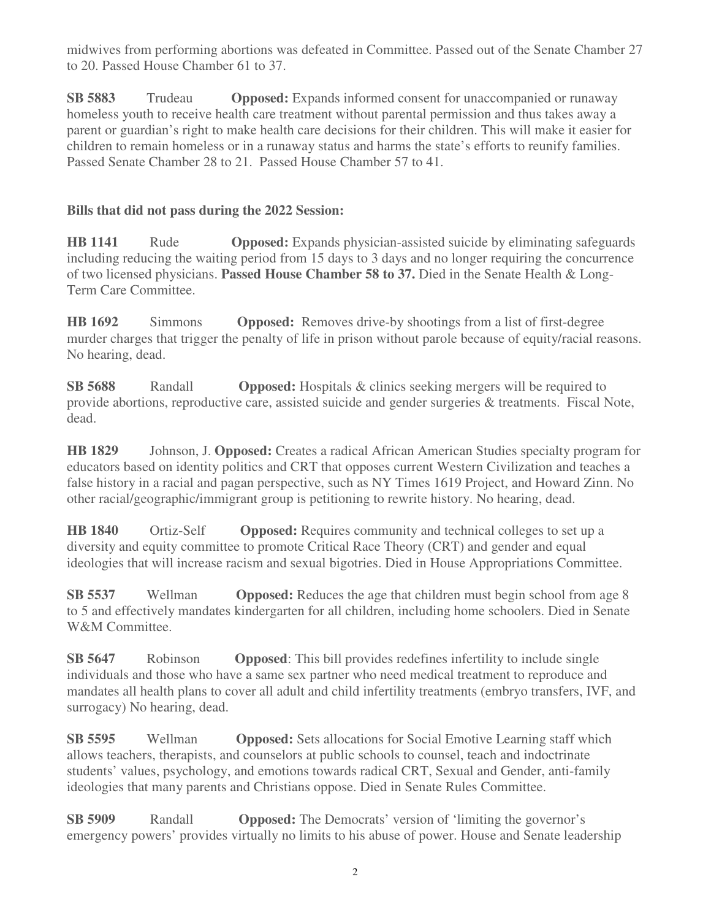midwives from performing abortions was defeated in Committee. Passed out of the Senate Chamber 27 to 20. Passed House Chamber 61 to 37.

**SB 5883** Trudeau **Opposed:** Expands informed consent for unaccompanied or runaway homeless youth to receive health care treatment without parental permission and thus takes away a parent or guardian's right to make health care decisions for their children. This will make it easier for children to remain homeless or in a runaway status and harms the state's efforts to reunify families. Passed Senate Chamber 28 to 21. Passed House Chamber 57 to 41.

**Bills that did not pass during the 2022 Session:**

**HB 1141** Rude **Opposed:** Expands physician-assisted suicide by eliminating safeguards including reducing the waiting period from 15 days to 3 days and no longer requiring the concurrence of two licensed physicians. **Passed House Chamber 58 to 37.** Died in the Senate Health & Long-Term Care Committee.

**HB 1692** Simmons **Opposed:** Removes drive-by shootings from a list of first-degree murder charges that trigger the penalty of life in prison without parole because of equity/racial reasons. No hearing, dead.

**SB 5688** Randall **Opposed:** Hospitals & clinics seeking mergers will be required to provide abortions, reproductive care, assisted suicide and gender surgeries & treatments. Fiscal Note, dead.

**HB 1829** Johnson, J. **Opposed:** Creates a radical African American Studies specialty program for educators based on identity politics and CRT that opposes current Western Civilization and teaches a false history in a racial and pagan perspective, such as NY Times 1619 Project, and Howard Zinn. No other racial/geographic/immigrant group is petitioning to rewrite history. No hearing, dead.

**HB 1840** Ortiz-Self **Opposed:** Requires community and technical colleges to set up a diversity and equity committee to promote Critical Race Theory (CRT) and gender and equal ideologies that will increase racism and sexual bigotries. Died in House Appropriations Committee.

**SB 5537** Wellman **Opposed:** Reduces the age that children must begin school from age 8 to 5 and effectively mandates kindergarten for all children, including home schoolers. Died in Senate W&M Committee.

**SB 5647** Robinson **Opposed**: This bill provides redefines infertility to include single individuals and those who have a same sex partner who need medical treatment to reproduce and mandates all health plans to cover all adult and child infertility treatments (embryo transfers, IVF, and surrogacy) No hearing, dead.

**SB 5595** Wellman **Opposed:** Sets allocations for Social Emotive Learning staff which allows teachers, therapists, and counselors at public schools to counsel, teach and indoctrinate students' values, psychology, and emotions towards radical CRT, Sexual and Gender, anti-family ideologies that many parents and Christians oppose. Died in Senate Rules Committee.

**SB 5909** Randall **Opposed:** The Democrats' version of 'limiting the governor's emergency powers' provides virtually no limits to his abuse of power. House and Senate leadership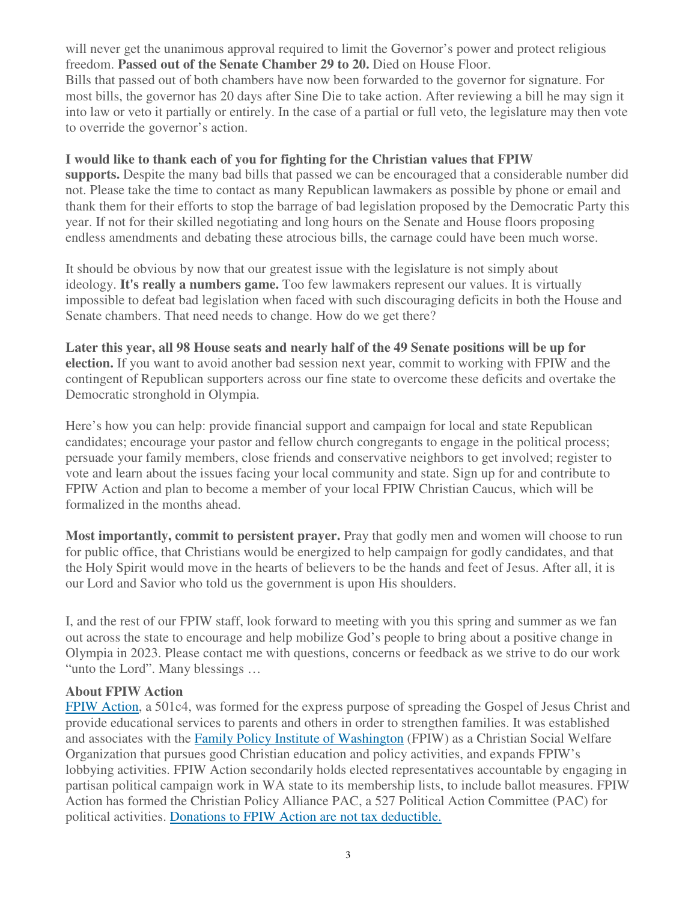will never get the unanimous approval required to limit the Governor's power and protect religious freedom. **Passed out of the Senate Chamber 29 to 20.** Died on House Floor.
Bills that passed out of both chambers have now been forwarded to the governor for signature. For most bills, the governor has 20 days after Sine Die to take action. After reviewing a bill he may sign it into law or veto it partially or entirely. In the case of a partial or full veto, the legislature may then vote to override the governor's action.

**I would like to thank each of you for fighting for the Christian values that FPIW supports.** Despite the many bad bills that passed we can be encouraged that a considerable number did not. Please take the time to contact as many Republican lawmakers as possible by phone or email and thank them for their efforts to stop the barrage of bad legislation proposed by the Democratic Party this year. If not for their skilled negotiating and long hours on the Senate and House floors proposing endless amendments and debating these atrocious bills, the carnage could have been much worse.

It should be obvious by now that our greatest issue with the legislature is not simply about ideology. **It's really a numbers game.** Too few lawmakers represent our values. It is virtually impossible to defeat bad legislation when faced with such discouraging deficits in both the House and Senate chambers. That need needs to change. How do we get there?

**Later this year, all 98 House seats and nearly half of the 49 Senate positions will be up for election.** If you want to avoid another bad session next year, commit to working with FPIW and the contingent of Republican supporters across our fine state to overcome these deficits and overtake the Democratic stronghold in Olympia.

Here's how you can help: provide financial support and campaign for local and state Republican candidates; encourage your pastor and fellow church congregants to engage in the political process; persuade your family members, close friends and conservative neighbors to get involved; register to vote and learn about the issues facing your local community and state. Sign up for and contribute to FPIW Action and plan to become a member of your local FPIW Christian Caucus, which will be formalized in the months ahead.

**Most importantly, commit to persistent prayer.** Pray that godly men and women will choose to run for public office, that Christians would be energized to help campaign for godly candidates, and that the Holy Spirit would move in the hearts of believers to be the hands and feet of Jesus. After all, it is our Lord and Savior who told us the government is upon His shoulders.

I, and the rest of our FPIW staff, look forward to meeting with you this spring and summer as we fan out across the state to encourage and help mobilize God's people to bring about a positive change in Olympia in 2023. Please contact me with questions, concerns or feedback as we strive to do our work "unto the Lord". Many blessings …

**About FPIW Action**

FPIW Action, a 501c4, was formed for the express purpose of spreading the Gospel of Jesus Christ and provide educational services to parents and others in order to strengthen families. It was established and associates with the Family Policy Institute of Washington (FPIW) as a Christian Social Welfare Organization that pursues good Christian education and policy activities, and expands FPIW's lobbying activities. FPIW Action secondarily holds elected representatives accountable by engaging in partisan political campaign work in WA state to its membership lists, to include ballot measures. FPIW Action has formed the Christian Policy Alliance PAC, a 527 Political Action Committee (PAC) for political activities. Donations to FPIW Action are not tax deductible.